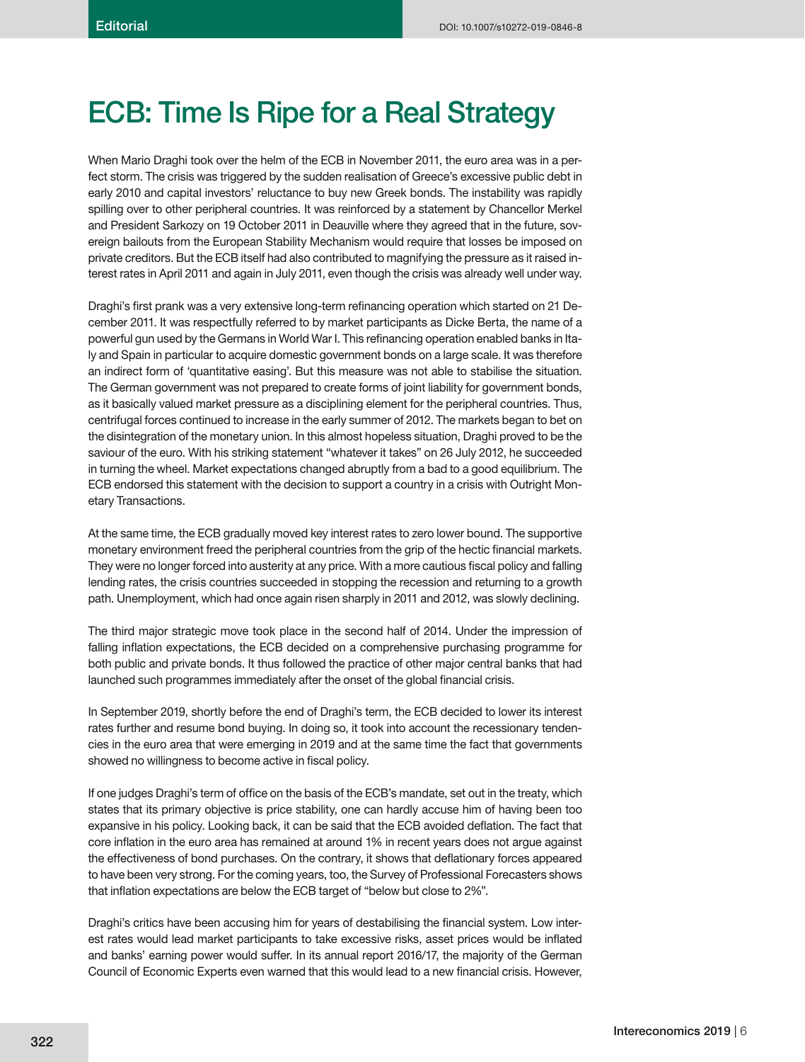# ECB: Time Is Ripe for a Real Strategy

When Mario Draghi took over the helm of the ECB in November 2011, the euro area was in a perfect storm. The crisis was triggered by the sudden realisation of Greece's excessive public debt in early 2010 and capital investors' reluctance to buy new Greek bonds. The instability was rapidly spilling over to other peripheral countries. It was reinforced by a statement by Chancellor Merkel and President Sarkozy on 19 October 2011 in Deauville where they agreed that in the future, sovereign bailouts from the European Stability Mechanism would require that losses be imposed on private creditors. But the ECB itself had also contributed to magnifying the pressure as it raised interest rates in April 2011 and again in July 2011, even though the crisis was already well under way.

Draghi's first prank was a very extensive long-term refinancing operation which started on 21 December 2011. It was respectfully referred to by market participants as Dicke Berta, the name of a powerful gun used by the Germans in World War I. This refinancing operation enabled banks in Italy and Spain in particular to acquire domestic government bonds on a large scale. It was therefore an indirect form of 'quantitative easing'. But this measure was not able to stabilise the situation. The German government was not prepared to create forms of joint liability for government bonds, as it basically valued market pressure as a disciplining element for the peripheral countries. Thus, centrifugal forces continued to increase in the early summer of 2012. The markets began to bet on the disintegration of the monetary union. In this almost hopeless situation, Draghi proved to be the saviour of the euro. With his striking statement "whatever it takes" on 26 July 2012, he succeeded in turning the wheel. Market expectations changed abruptly from a bad to a good equilibrium. The ECB endorsed this statement with the decision to support a country in a crisis with Outright Monetary Transactions.

At the same time, the ECB gradually moved key interest rates to zero lower bound. The supportive monetary environment freed the peripheral countries from the grip of the hectic financial markets. They were no longer forced into austerity at any price. With a more cautious fiscal policy and falling lending rates, the crisis countries succeeded in stopping the recession and returning to a growth path. Unemployment, which had once again risen sharply in 2011 and 2012, was slowly declining.

The third major strategic move took place in the second half of 2014. Under the impression of falling inflation expectations, the ECB decided on a comprehensive purchasing programme for both public and private bonds. It thus followed the practice of other major central banks that had launched such programmes immediately after the onset of the global financial crisis.

In September 2019, shortly before the end of Draghi's term, the ECB decided to lower its interest rates further and resume bond buying. In doing so, it took into account the recessionary tendencies in the euro area that were emerging in 2019 and at the same time the fact that governments showed no willingness to become active in fiscal policy.

If one judges Draghi's term of office on the basis of the ECB's mandate, set out in the treaty, which states that its primary objective is price stability, one can hardly accuse him of having been too expansive in his policy. Looking back, it can be said that the ECB avoided deflation. The fact that core inflation in the euro area has remained at around 1% in recent years does not argue against the effectiveness of bond purchases. On the contrary, it shows that deflationary forces appeared to have been very strong. For the coming years, too, the Survey of Professional Forecasters shows that inflation expectations are below the ECB target of "below but close to 2%".

Draghi's critics have been accusing him for years of destabilising the financial system. Low interest rates would lead market participants to take excessive risks, asset prices would be inflated and banks' earning power would suffer. In its annual report 2016/17, the majority of the German Council of Economic Experts even warned that this would lead to a new financial crisis. However,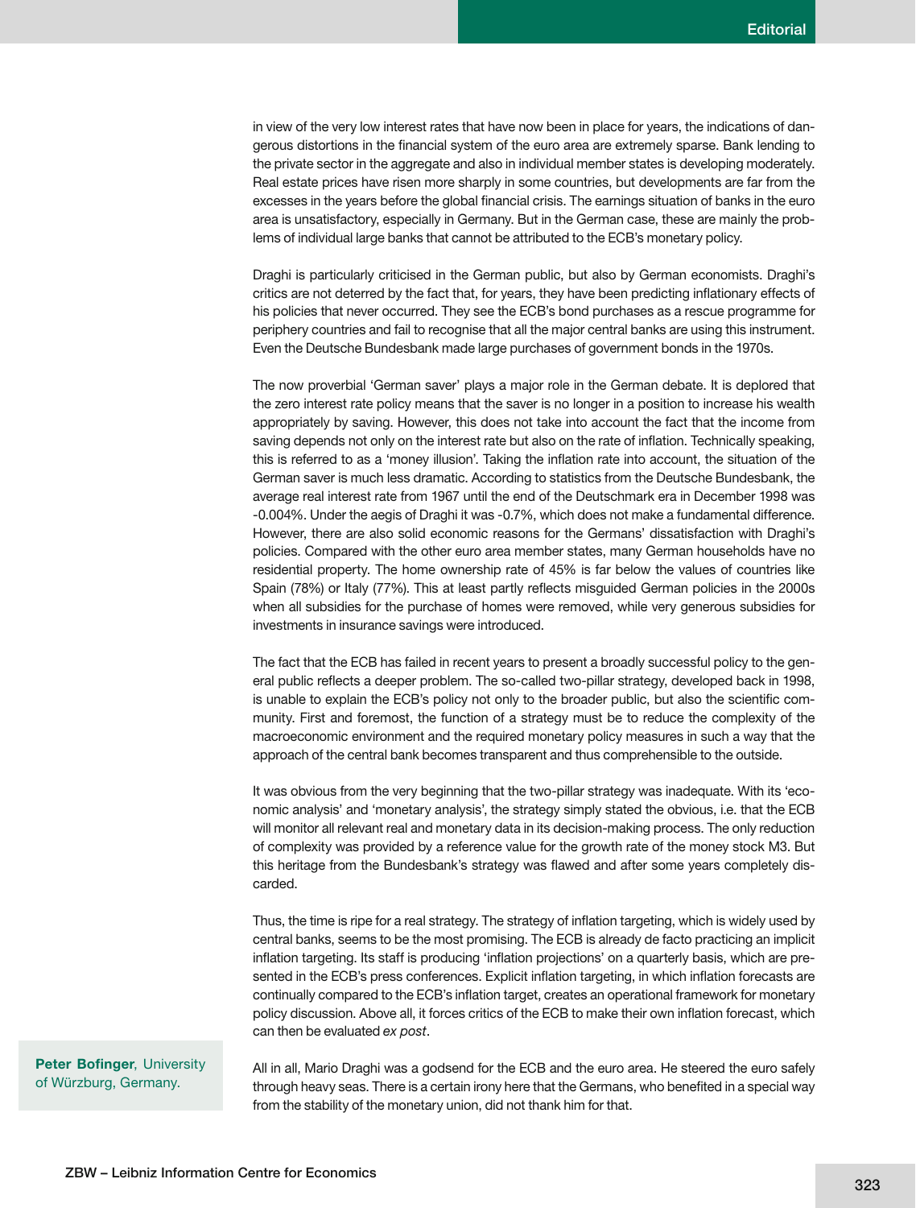in view of the very low interest rates that have now been in place for years, the indications of dangerous distortions in the financial system of the euro area are extremely sparse. Bank lending to the private sector in the aggregate and also in individual member states is developing moderately. Real estate prices have risen more sharply in some countries, but developments are far from the excesses in the years before the global financial crisis. The earnings situation of banks in the euro area is unsatisfactory, especially in Germany. But in the German case, these are mainly the problems of individual large banks that cannot be attributed to the ECB's monetary policy.

Draghi is particularly criticised in the German public, but also by German economists. Draghi's critics are not deterred by the fact that, for years, they have been predicting inflationary effects of his policies that never occurred. They see the ECB's bond purchases as a rescue programme for periphery countries and fail to recognise that all the major central banks are using this instrument. Even the Deutsche Bundesbank made large purchases of government bonds in the 1970s.

The now proverbial 'German saver' plays a major role in the German debate. It is deplored that the zero interest rate policy means that the saver is no longer in a position to increase his wealth appropriately by saving. However, this does not take into account the fact that the income from saving depends not only on the interest rate but also on the rate of inflation. Technically speaking, this is referred to as a 'money illusion'. Taking the inflation rate into account, the situation of the German saver is much less dramatic. According to statistics from the Deutsche Bundesbank, the average real interest rate from 1967 until the end of the Deutschmark era in December 1998 was -0.004%. Under the aegis of Draghi it was -0.7%, which does not make a fundamental difference. However, there are also solid economic reasons for the Germans' dissatisfaction with Draghi's policies. Compared with the other euro area member states, many German households have no residential property. The home ownership rate of 45% is far below the values of countries like Spain (78%) or Italy (77%). This at least partly reflects misguided German policies in the 2000s when all subsidies for the purchase of homes were removed, while very generous subsidies for investments in insurance savings were introduced.

The fact that the ECB has failed in recent years to present a broadly successful policy to the general public reflects a deeper problem. The so-called two-pillar strategy, developed back in 1998, is unable to explain the ECB's policy not only to the broader public, but also the scientific community. First and foremost, the function of a strategy must be to reduce the complexity of the macroeconomic environment and the required monetary policy measures in such a way that the approach of the central bank becomes transparent and thus comprehensible to the outside.

It was obvious from the very beginning that the two-pillar strategy was inadequate. With its 'economic analysis' and 'monetary analysis', the strategy simply stated the obvious, i.e. that the ECB will monitor all relevant real and monetary data in its decision-making process. The only reduction of complexity was provided by a reference value for the growth rate of the money stock M3. But this heritage from the Bundesbank's strategy was flawed and after some years completely discarded.

Thus, the time is ripe for a real strategy. The strategy of inflation targeting, which is widely used by central banks, seems to be the most promising. The ECB is already de facto practicing an implicit inflation targeting. Its staff is producing 'inflation projections' on a quarterly basis, which are presented in the ECB's press conferences. Explicit inflation targeting, in which inflation forecasts are continually compared to the ECB's inflation target, creates an operational framework for monetary policy discussion. Above all, it forces critics of the ECB to make their own inflation forecast, which can then be evaluated *ex post*.

All in all, Mario Draghi was a godsend for the ECB and the euro area. He steered the euro safely through heavy seas. There is a certain irony here that the Germans, who benefited in a special way from the stability of the monetary union, did not thank him for that.

**Peter Bofinger**, University of Würzburg, Germany.